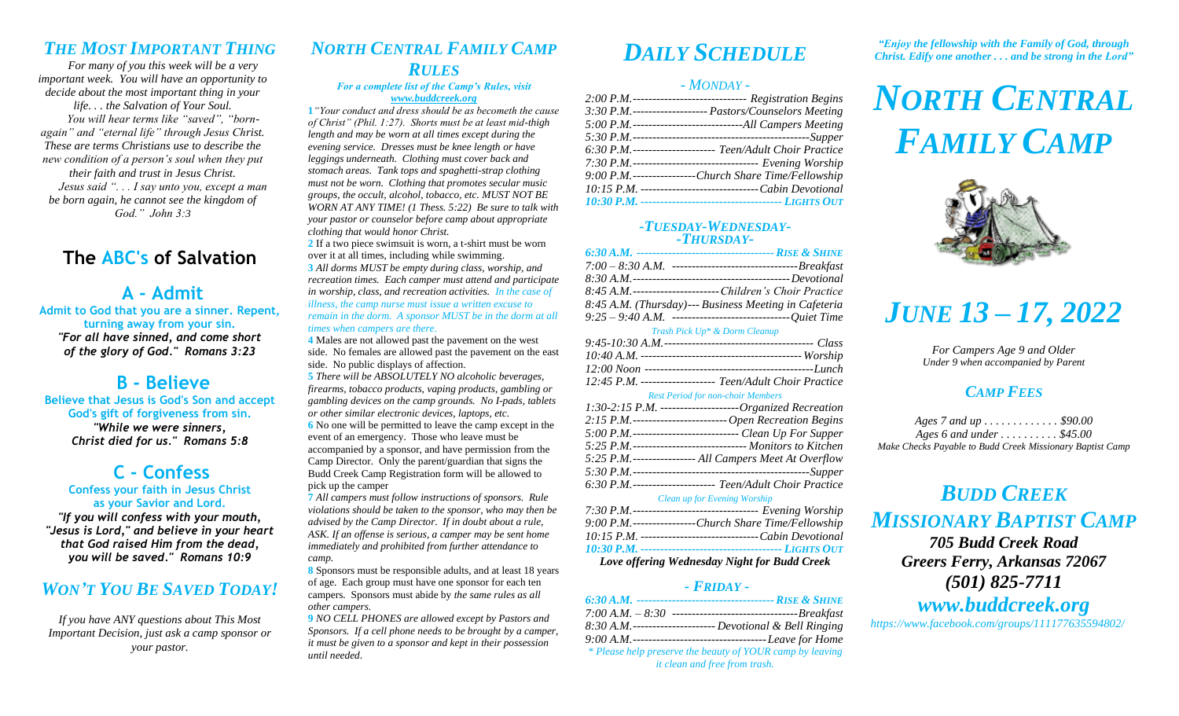## *THE MOST IMPORTANT THING*

*For many of you this week will be a very important week. You will have an opportunity to decide about the most important thing in your life. . . the Salvation of Your Soul.*

*You will hear terms like "saved", "born-again" and "eternal life" through Jesus Christ. These are terms Christians use to describe the new condition of a person's soul when they put their faith and trust in Jesus Christ.*

*Jesus said ". . . I say unto you, except a man be born again, he cannot see the kingdom of God." John 3:3*

## The ABC's of Salvation

### A - Admit

**Admit to God that you are a sinner. Repent, turning away from your sin.**
***"For all have sinned, and come short of the glory of God." Romans 3:23***

### B - Believe

**Believe that Jesus is God's Son and accept God's gift of forgiveness from sin.**
***"While we were sinners, Christ died for us." Romans 5:8***

### C - Confess

**Confess your faith in Jesus Christ as your Savior and Lord.**
***"If you will confess with your mouth, "Jesus is Lord," and believe in your heart that God raised Him from the dead, you will be saved." Romans 10:9***

## *WON'T YOU BE SAVED TODAY!*

*If you have ANY questions about This Most Important Decision, just ask a camp sponsor or your pastor.*

## *NORTH CENTRAL FAMILY CAMP RULES*

***For a complete list of the Camp's Rules, visit www.buddcreek.org***

**1** *"Your conduct and dress should be as becometh the cause of Christ" (Phil. 1:27). Shorts must be at least mid-thigh length and may be worn at all times except during the evening service. Dresses must be knee length or have leggings underneath. Clothing must cover back and stomach areas. Tank tops and spaghetti-strap clothing must not be worn. Clothing that promotes secular music groups, the occult, alcohol, tobacco, etc. MUST NOT BE WORN AT ANY TIME! (1 Thess. 5:22) Be sure to talk with your pastor or counselor before camp about appropriate clothing that would honor Christ.*

**2** If a two piece swimsuit is worn, a t-shirt must be worn over it at all times, including while swimming.

**3** *All dorms MUST be empty during class, worship, and recreation times. Each camper must attend and participate in worship, class, and recreation activities. In the case of illness, the camp nurse must issue a written excuse to remain in the dorm. A sponsor MUST be in the dorm at all times when campers are there.*

**4** Males are not allowed past the pavement on the west side. No females are allowed past the pavement on the east side. No public displays of affection.

**5** *There will be ABSOLUTELY NO alcoholic beverages, firearms, tobacco products, vaping products, gambling or gambling devices on the camp grounds. No I-pads, tablets or other similar electronic devices, laptops, etc.*

**6** No one will be permitted to leave the camp except in the event of an emergency. Those who leave must be accompanied by a sponsor, and have permission from the Camp Director. Only the parent/guardian that signs the Budd Creek Camp Registration form will be allowed to pick up the camper

**7** *All campers must follow instructions of sponsors. Rule violations should be taken to the sponsor, who may then be advised by the Camp Director. If in doubt about a rule, ASK. If an offense is serious, a camper may be sent home immediately and prohibited from further attendance to camp.*

**8** Sponsors must be responsible adults, and at least 18 years of age. Each group must have one sponsor for each ten campers. Sponsors must abide by *the same rules as all other campers.*

**9** *NO CELL PHONES are allowed except by Pastors and Sponsors. If a cell phone needs to be brought by a camper, it must be given to a sponsor and kept in their possession until needed.*

# *DAILY SCHEDULE*

### *- MONDAY -*

*2:00 P.M.------------------------------ Registration Begins*
*3:30 P.M.------------------- Pastors/Counselors Meeting*
*5:00 P.M.-----------------------------All Campers Meeting*
*5:30 P.M.----------------------------------------------Supper*
*6:30 P.M.--------------------- Teen/Adult Choir Practice*
*7:30 P.M.-------------------------------- Evening Worship*
*9:00 P.M.----------------Church Share Time/Fellowship*
*10:15 P.M. ------------------------------Cabin Devotional*
*10:30 P.M. ------------------------------------ LIGHTS OUT*

### *-TUESDAY-WEDNESDAY- -THURSDAY-*

*6:30 A.M. ------------------------------------ RISE & SHINE*
*7:00 – 8:30 A.M. --------------------------------Breakfast*
*8:30 A.M.----------------------------------------Devotional*
*8:45 A.M.----------------------Children's Choir Practice*
*8:45 A.M. (Thursday)--- Business Meeting in Cafeteria*
*9:25 – 9:40 A.M. ------------------------------Quiet Time*
*Trash Pick Up\* & Dorm Cleanup*
*9:45-10:30 A.M.-------------------------------------- Class*
*10:40 A.M. -----------------------------------------Worship*
*12:00 Noon -------------------------------------------Lunch*
*12:45 P.M. ------------------- Teen/Adult Choir Practice*
*Rest Period for non-choir Members*
*1:30-2:15 P.M. --------------------Organized Recreation*
*2:15 P.M.-------------------------Open Recreation Begins*
*5:00 P.M.--------------------------- Clean Up For Supper*
*5:25 P.M.----------------------------- Monitors to Kitchen*
*5:25 P.M.---------------- All Campers Meet At Overflow*
*5:30 P.M.----------------------------------------------Supper*
*6:30 P.M.--------------------- Teen/Adult Choir Practice*
*Clean up for Evening Worship*
*7:30 P.M.-------------------------------- Evening Worship*
*9:00 P.M.----------------Church Share Time/Fellowship*
*10:15 P.M. ------------------------------Cabin Devotional*
*10:30 P.M. ------------------------------------ LIGHTS OUT*

***Love offering Wednesday Night for Budd Creek***

### *- FRIDAY -*

*6:30 A.M. ------------------------------------ RISE & SHINE*
*7:00 A.M. – 8:30 --------------------------------Breakfast*
*8:30 A.M.--------------------- Devotional & Bell Ringing*
*9:00 A.M.----------------------------------Leave for Home*
*\* Please help preserve the beauty of YOUR camp by leaving it clean and free from trash.*

***"Enjoy the fellowship with the Family of God, through Christ. Edify one another . . . and be strong in the Lord"***

# *NORTH CENTRAL FAMILY CAMP*

# *JUNE 13 – 17, 2022*

*For Campers Age 9 and Older*
*Under 9 when accompanied by Parent*

## *CAMP FEES*

*Ages 7 and up . . . . . . . . . . . . . $90.00*
*Ages 6 and under . . . . . . . . . . $45.00*
*Make Checks Payable to Budd Creek Missionary Baptist Camp*

## *BUDD CREEK MISSIONARY BAPTIST CAMP*

***705 Budd Creek Road***
***Greers Ferry, Arkansas 72067***
***(501) 825-7711***
***www.buddcreek.org***
*https://www.facebook.com/groups/111177635594802/*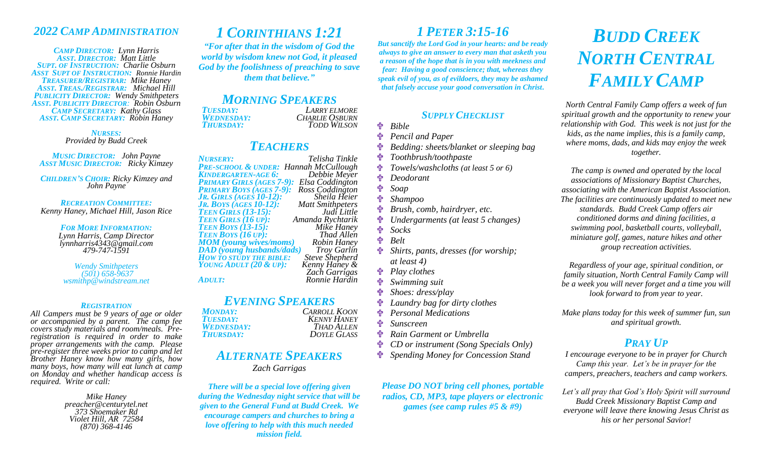## 2022 Camp Administration

*Camp Director:* Lynn Harris
*Asst. Director:* Matt Little
*Supt. of Instruction:* Charlie Osburn
*Asst Supt of Instruction:* Ronnie Hardin
*Treasurer/Registrar:* Mike Haney
*Asst. Treas./Registrar:* Michael Hill
*Publicity Director:* Wendy Smithpeters
*Asst. Publicity Director:* Robin Osburn
*Camp Secretary:* Kathy Glass
*Asst. Camp Secretary:* Robin Haney

*Nurses:*
Provided by Budd Creek

*Music Director:* John Payne
*Asst Music Director:* Ricky Kimzey

*Children's Choir:* Ricky Kimzey and John Payne

*Recreation Committee:*
Kenny Haney, Michael Hill, Jason Rice

*For More Information:*
Lynn Harris, Camp Director
lynnharris4343@gmail.com
479-747-1591

Wendy Smithpeters
(501) 658-9637
wsmithp@windstream.net

### Registration

All Campers must be 9 years of age or older or accompanied by a parent. The camp fee covers study materials and room/meals. Pre-registration is required in order to make proper arrangements with the camp. Please pre-register three weeks prior to camp and let Brother Haney know how many girls, how many boys, how many will eat lunch at camp on Monday and whether handicap access is required. Write or call:

Mike Haney
preacher@centurytel.net
373 Shoemaker Rd
Violet Hill, AR 72584
(870) 368-4146

## 1 Corinthians 1:21

*"For after that in the wisdom of God the world by wisdom knew not God, it pleased God by the foolishness of preaching to save them that believe."*

## Morning Speakers

| | |
|---|---|
| Tuesday: | Larry Elmore |
| Wednesday: | Charlie Osburn |
| Thursday: | Todd Wilson |

## Teachers

| | |
|---|---|
| Nursery: | Telisha Tinkle |
| Pre-School & Under: | Hannah McCullough |
| Kindergarten-age 6: | Debbie Meyer |
| Primary Girls (ages 7-9): | Elsa Coddington |
| Primary Boys (ages 7-9): | Ross Coddington |
| Jr. Girls (ages 10-12): | Sheila Heier |
| Jr. Boys (ages 10-12): | Matt Smithpeters |
| Teen Girls (13-15): | Judi Little |
| Teen Girls (16 up): | Amanda Rychtarik |
| Teen Boys (13-15): | Mike Haney |
| Teen Boys (16 up): | Thad Allen |
| MOM (young wives/moms) | Robin Haney |
| DAD (young husbands/dads) | Troy Garlin |
| How to Study the Bible: | Steve Shepherd |
| Young Adult (20 & up): | Kenny Haney & Zach Garrigas |
| Adult: | Ronnie Hardin |

## Evening Speakers

| | |
|---|---|
| Monday: | Carroll Koon |
| Tuesday: | Kenny Haney |
| Wednesday: | Thad Allen |
| Thursday: | Doyle Glass |

## Alternate Speakers

Zach Garrigas

**There will be a special love offering given during the Wednesday night service that will be given to the General Fund at Budd Creek. We encourage campers and churches to bring a love offering to help with this much needed mission field.**

## 1 Peter 3:15-16

**But sanctify the Lord God in your hearts: and be ready always to give an answer to every man that asketh you a reason of the hope that is in you with meekness and fear: Having a good conscience; that, whereas they speak evil of you, as of evildoers, they may be ashamed that falsely accuse your good conversation in Christ.**

### Supply Checklist

- Bible
- Pencil and Paper
- Bedding: sheets/blanket or sleeping bag
- Toothbrush/toothpaste
- Towels/washcloths (at least 5 or 6)
- Deodorant
- Soap
- Shampoo
- Brush, comb, hairdryer, etc.
- Undergarments (at least 5 changes)
- Socks
- Belt
- Shirts, pants, dresses (for worship; at least 4)
- Play clothes
- Swimming suit
- Shoes: dress/play
- Laundry bag for dirty clothes
- Personal Medications
- Sunscreen
- Rain Garment or Umbrella
- CD or instrument (Song Specials Only)
- Spending Money for Concession Stand

**Please DO NOT bring cell phones, portable radios, CD, MP3, tape players or electronic games (see camp rules #5 & #9)**

# Budd Creek North Central Family Camp

*North Central Family Camp offers a week of fun spiritual growth and the opportunity to renew your relationship with God. This week is not just for the kids, as the name implies, this is a family camp, where moms, dads, and kids may enjoy the week together.*

*The camp is owned and operated by the local associations of Missionary Baptist Churches, associating with the American Baptist Association. The facilities are continuously updated to meet new standards. Budd Creek Camp offers air conditioned dorms and dining facilities, a swimming pool, basketball courts, volleyball, miniature golf, games, nature hikes and other group recreation activities.*

*Regardless of your age, spiritual condition, or family situation, North Central Family Camp will be a week you will never forget and a time you will look forward to from year to year.*

*Make plans today for this week of summer fun, sun and spiritual growth.*

## Pray Up

*I encourage everyone to be in prayer for Church Camp this year. Let's be in prayer for the campers, preachers, teachers and camp workers.*

*Let's all pray that God's Holy Spirit will surround Budd Creek Missionary Baptist Camp and everyone will leave there knowing Jesus Christ as his or her personal Savior!*